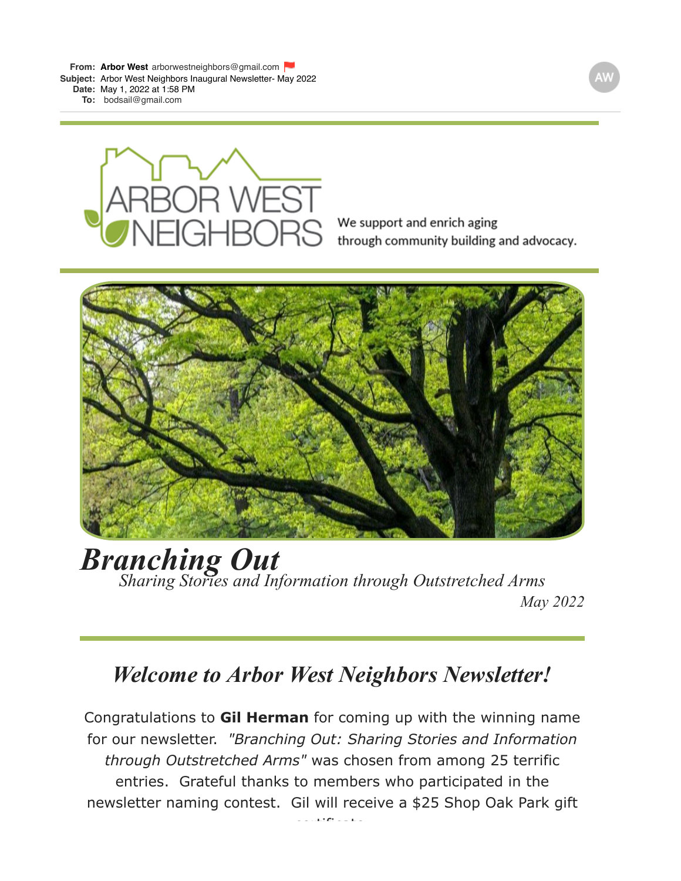**From:** **Arbor West** arborwestneighbors@gmail.com
**Subject:** Arbor West Neighbors Inaugural Newsletter- May 2022
**Date:** May 1, 2022 at 1:58 PM
**To:** bodsail@gmail.com

ARBOR WEST NEIGHBORS

We support and enrich aging through community building and advocacy.

# *Branching Out*

*Sharing Stories and Information through Outstretched Arms*

*May 2022*

## *Welcome to Arbor West Neighbors Newsletter!*

Congratulations to **Gil Herman** for coming up with the winning name for our newsletter. *"Branching Out: Sharing Stories and Information through Outstretched Arms"* was chosen from among 25 terrific entries. Grateful thanks to members who participated in the newsletter naming contest. Gil will receive a $25 Shop Oak Park gift certificate.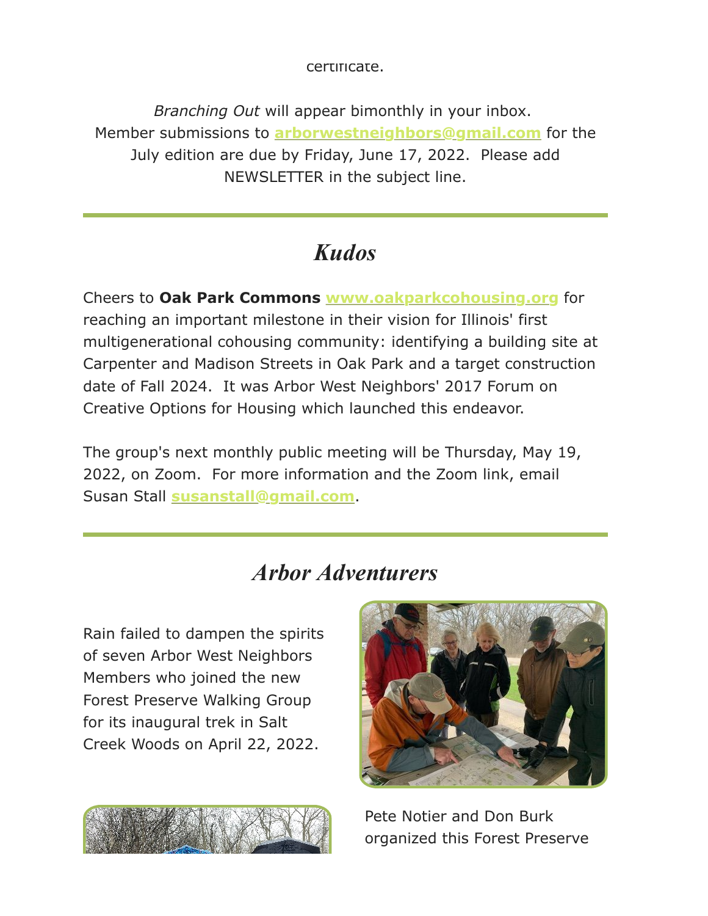certificate.

*Branching Out* will appear bimonthly in your inbox. Member submissions to **arborwestneighbors@gmail.com** for the July edition are due by Friday, June 17, 2022. Please add NEWSLETTER in the subject line.

---

## *Kudos*

Cheers to **Oak Park Commons** **www.oakparkcohousing.org** for reaching an important milestone in their vision for Illinois' first multigenerational cohousing community: identifying a building site at Carpenter and Madison Streets in Oak Park and a target construction date of Fall 2024. It was Arbor West Neighbors' 2017 Forum on Creative Options for Housing which launched this endeavor.

The group's next monthly public meeting will be Thursday, May 19, 2022, on Zoom. For more information and the Zoom link, email Susan Stall **susanstall@gmail.com**.

---

## *Arbor Adventurers*

Rain failed to dampen the spirits of seven Arbor West Neighbors Members who joined the new Forest Preserve Walking Group for its inaugural trek in Salt Creek Woods on April 22, 2022.

Pete Notier and Don Burk organized this Forest Preserve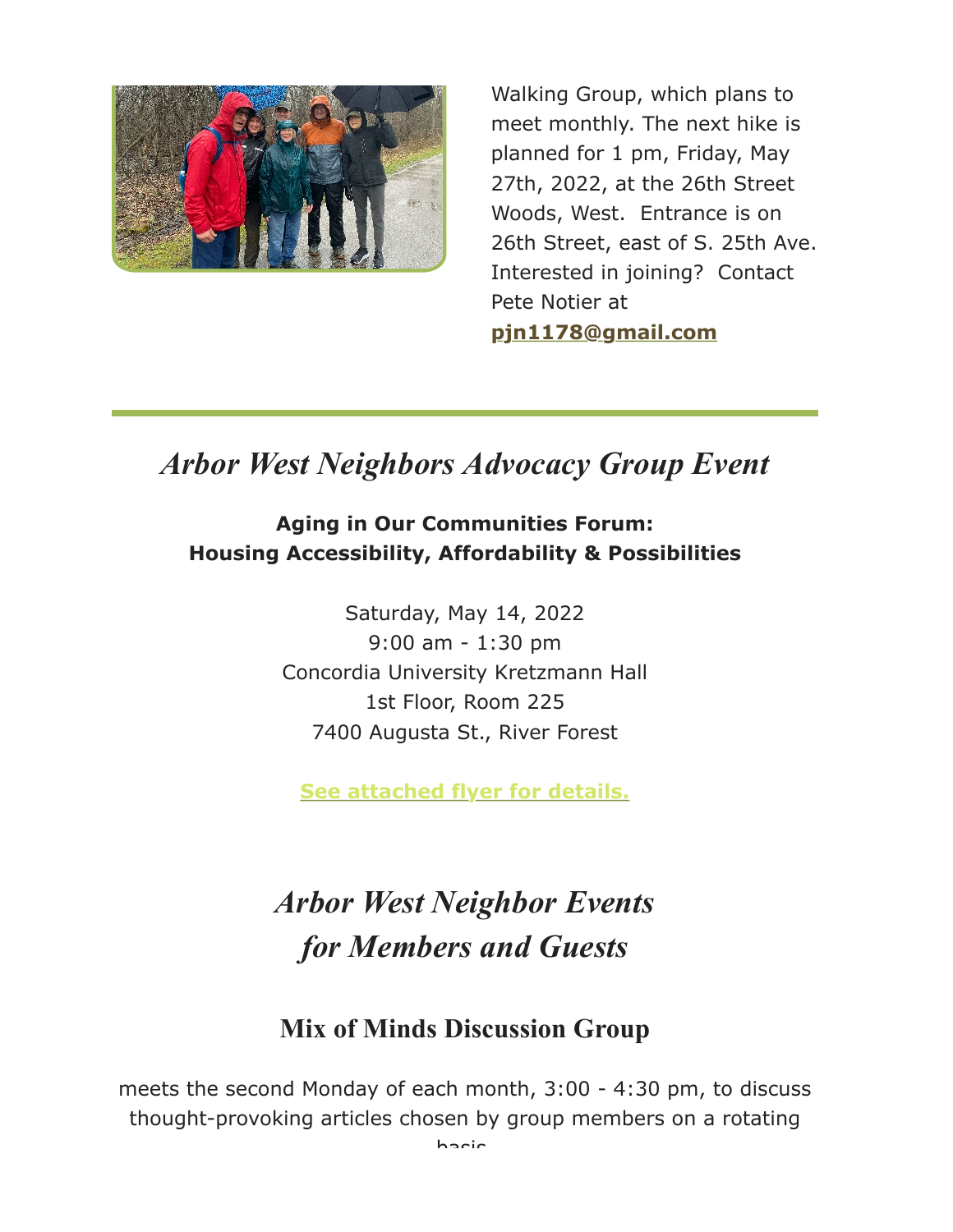Walking Group, which plans to meet monthly. The next hike is planned for 1 pm, Friday, May 27th, 2022, at the 26th Street Woods, West. Entrance is on 26th Street, east of S. 25th Ave. Interested in joining? Contact Pete Notier at **pjn1178@gmail.com**

---

## *Arbor West Neighbors Advocacy Group Event*

**Aging in Our Communities Forum:**
**Housing Accessibility, Affordability & Possibilities**

Saturday, May 14, 2022
9:00 am - 1:30 pm
Concordia University Kretzmann Hall
1st Floor, Room 225
7400 Augusta St., River Forest

**See attached flyer for details.**

## *Arbor West Neighbor Events for Members and Guests*

### Mix of Minds Discussion Group

meets the second Monday of each month, 3:00 - 4:30 pm, to discuss thought-provoking articles chosen by group members on a rotating basis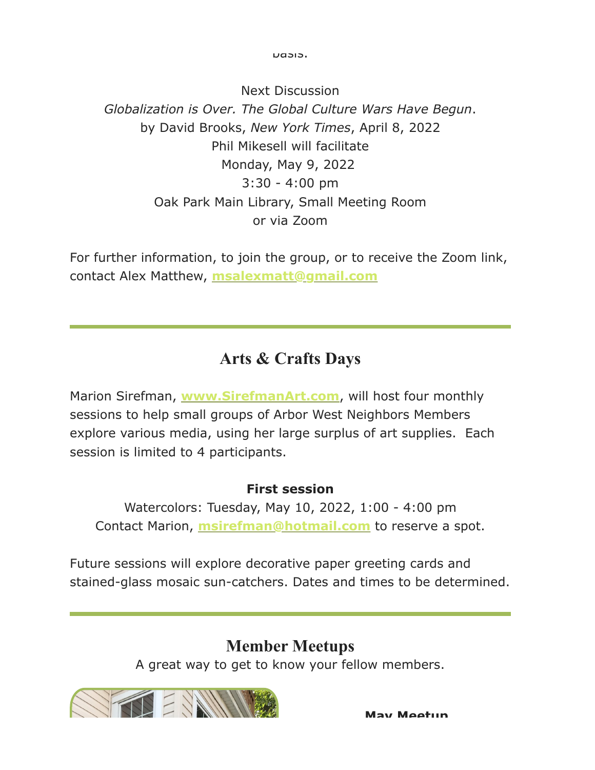basis.

Next Discussion
*Globalization is Over. The Global Culture Wars Have Begun*.
by David Brooks, *New York Times*, April 8, 2022
Phil Mikesell will facilitate
Monday, May 9, 2022
3:30 - 4:00 pm
Oak Park Main Library, Small Meeting Room
or via Zoom

For further information, to join the group, or to receive the Zoom link, contact Alex Matthew, **msalexmatt@gmail.com**

---

## Arts & Crafts Days

Marion Sirefman, **www.SirefmanArt.com**, will host four monthly sessions to help small groups of Arbor West Neighbors Members explore various media, using her large surplus of art supplies. Each session is limited to 4 participants.

**First session**
Watercolors: Tuesday, May 10, 2022, 1:00 - 4:00 pm
Contact Marion, **msirefman@hotmail.com** to reserve a spot.

Future sessions will explore decorative paper greeting cards and stained-glass mosaic sun-catchers. Dates and times to be determined.

---

## Member Meetups

A great way to get to know your fellow members.

**May Meetup**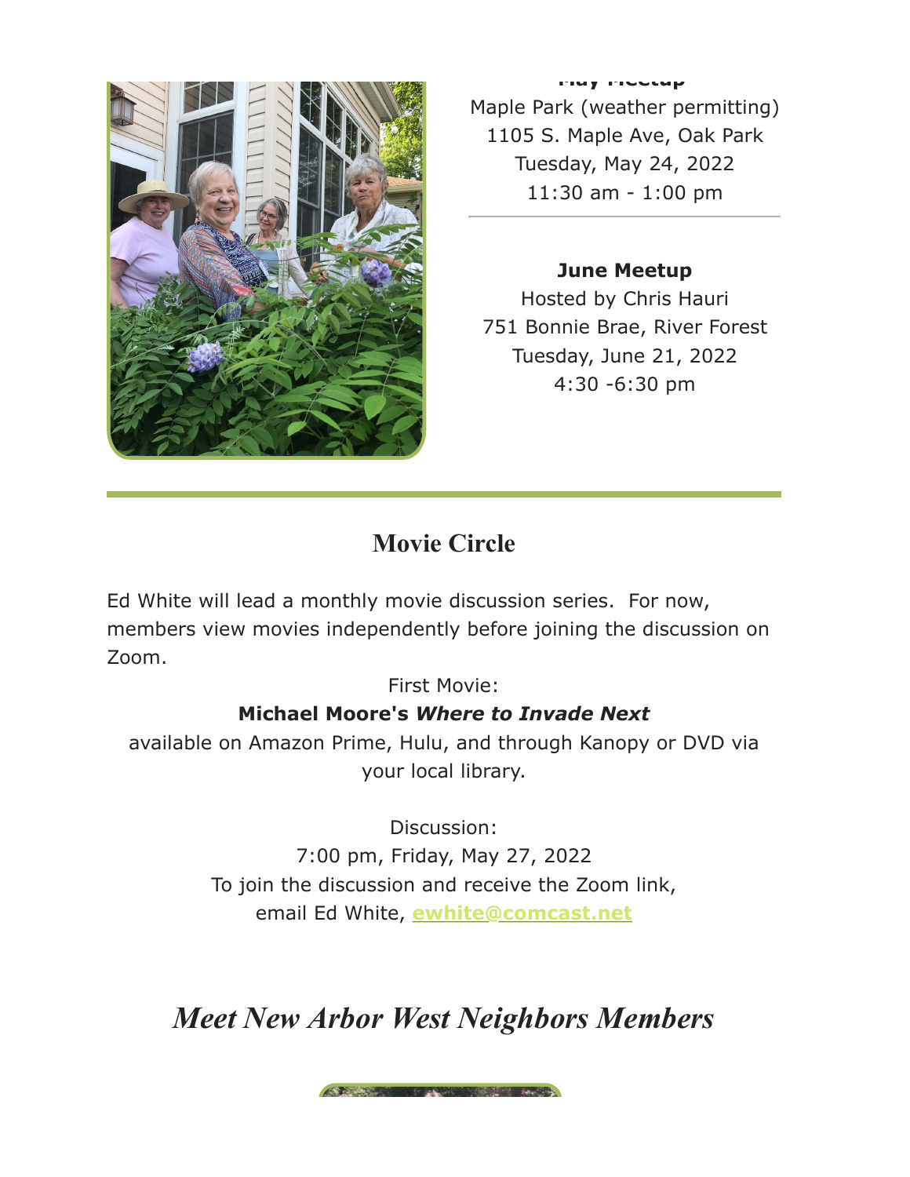**May Meetup**

Maple Park (weather permitting)
1105 S. Maple Ave, Oak Park
Tuesday, May 24, 2022
11:30 am - 1:00 pm

---

**June Meetup**

Hosted by Chris Hauri
751 Bonnie Brae, River Forest
Tuesday, June 21, 2022
4:30 -6:30 pm

---

## Movie Circle

Ed White will lead a monthly movie discussion series. For now, members view movies independently before joining the discussion on Zoom.

First Movie:
**Michael Moore's *Where to Invade Next***
available on Amazon Prime, Hulu, and through Kanopy or DVD via your local library.

Discussion:
7:00 pm, Friday, May 27, 2022
To join the discussion and receive the Zoom link, email Ed White, **ewhite@comcast.net**

## *Meet New Arbor West Neighbors Members*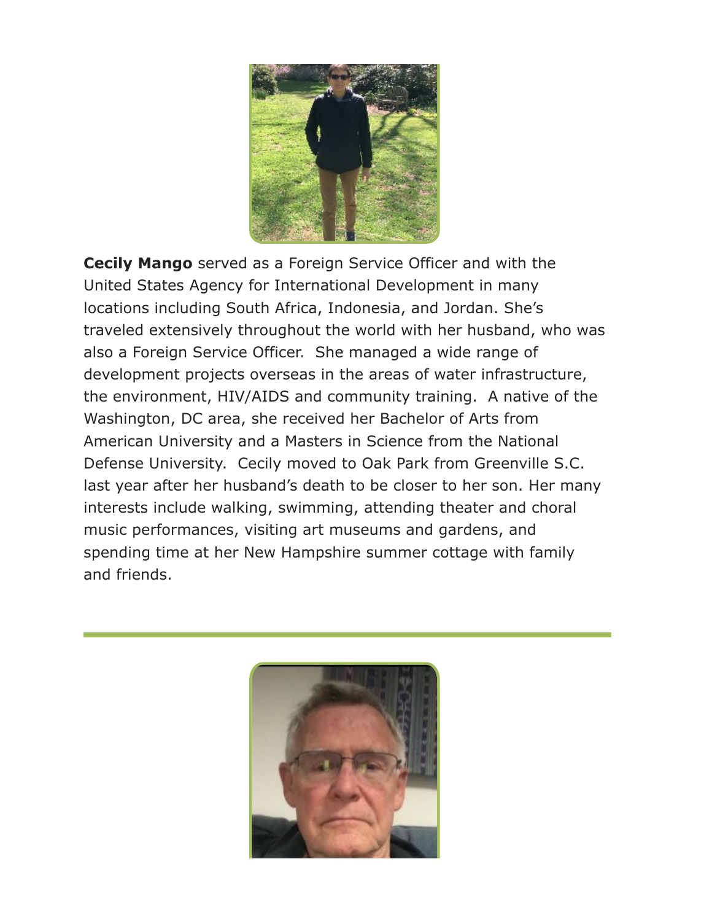**Cecily Mango** served as a Foreign Service Officer and with the United States Agency for International Development in many locations including South Africa, Indonesia, and Jordan. She's traveled extensively throughout the world with her husband, who was also a Foreign Service Officer. She managed a wide range of development projects overseas in the areas of water infrastructure, the environment, HIV/AIDS and community training. A native of the Washington, DC area, she received her Bachelor of Arts from American University and a Masters in Science from the National Defense University. Cecily moved to Oak Park from Greenville S.C. last year after her husband's death to be closer to her son. Her many interests include walking, swimming, attending theater and choral music performances, visiting art museums and gardens, and spending time at her New Hampshire summer cottage with family and friends.

---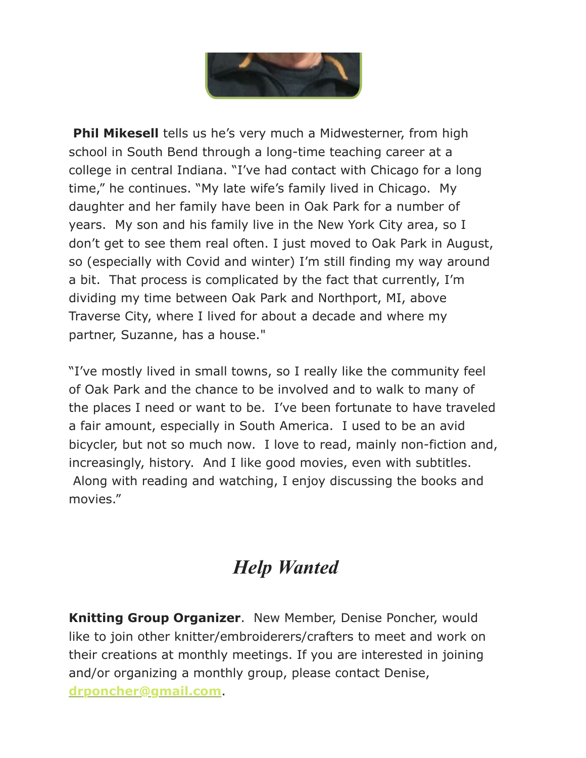**Phil Mikesell** tells us he's very much a Midwesterner, from high school in South Bend through a long-time teaching career at a college in central Indiana. "I've had contact with Chicago for a long time," he continues. "My late wife's family lived in Chicago. My daughter and her family have been in Oak Park for a number of years. My son and his family live in the New York City area, so I don't get to see them real often. I just moved to Oak Park in August, so (especially with Covid and winter) I'm still finding my way around a bit. That process is complicated by the fact that currently, I'm dividing my time between Oak Park and Northport, MI, above Traverse City, where I lived for about a decade and where my partner, Suzanne, has a house."

"I've mostly lived in small towns, so I really like the community feel of Oak Park and the chance to be involved and to walk to many of the places I need or want to be. I've been fortunate to have traveled a fair amount, especially in South America. I used to be an avid bicycler, but not so much now. I love to read, mainly non-fiction and, increasingly, history. And I like good movies, even with subtitles. Along with reading and watching, I enjoy discussing the books and movies."

## *Help Wanted*

**Knitting Group Organizer**. New Member, Denise Poncher, would like to join other knitter/embroiderers/crafters to meet and work on their creations at monthly meetings. If you are interested in joining and/or organizing a monthly group, please contact Denise, drponcher@gmail.com.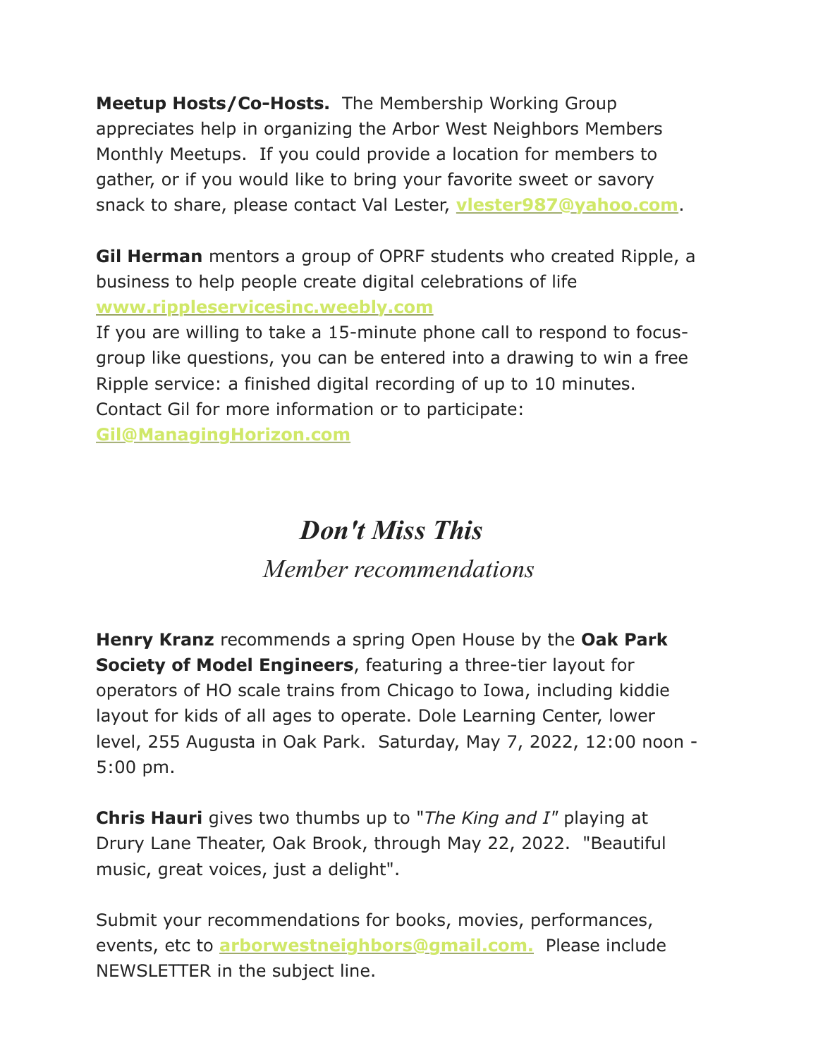**Meetup Hosts/Co-Hosts.** The Membership Working Group appreciates help in organizing the Arbor West Neighbors Members Monthly Meetups. If you could provide a location for members to gather, or if you would like to bring your favorite sweet or savory snack to share, please contact Val Lester, **vlester987@yahoo.com**.

**Gil Herman** mentors a group of OPRF students who created Ripple, a business to help people create digital celebrations of life **www.rippleservicesinc.weebly.com**

If you are willing to take a 15-minute phone call to respond to focus-group like questions, you can be entered into a drawing to win a free Ripple service: a finished digital recording of up to 10 minutes. Contact Gil for more information or to participate: **Gil@ManagingHorizon.com**

# *Don't Miss This*

## *Member recommendations*

**Henry Kranz** recommends a spring Open House by the **Oak Park Society of Model Engineers**, featuring a three-tier layout for operators of HO scale trains from Chicago to Iowa, including kiddie layout for kids of all ages to operate. Dole Learning Center, lower level, 255 Augusta in Oak Park. Saturday, May 7, 2022, 12:00 noon - 5:00 pm.

**Chris Hauri** gives two thumbs up to "*The King and I*" playing at Drury Lane Theater, Oak Brook, through May 22, 2022. "Beautiful music, great voices, just a delight".

Submit your recommendations for books, movies, performances, events, etc to **arborwestneighbors@gmail.com.** Please include NEWSLETTER in the subject line.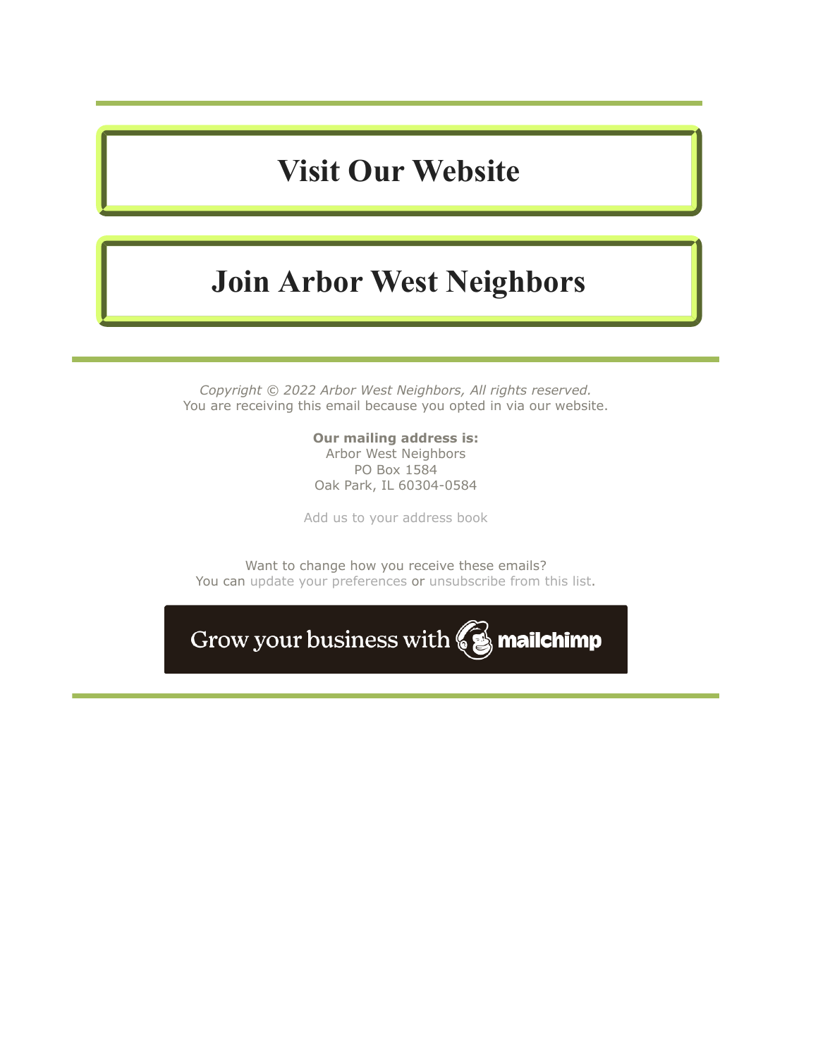**Visit Our Website**

**Join Arbor West Neighbors**

---

*Copyright © 2022 Arbor West Neighbors, All rights reserved.*
You are receiving this email because you opted in via our website.

**Our mailing address is:**
Arbor West Neighbors
PO Box 1584
Oak Park, IL 60304-0584

Add us to your address book

Want to change how you receive these emails?
You can update your preferences or unsubscribe from this list.

Grow your business with mailchimp